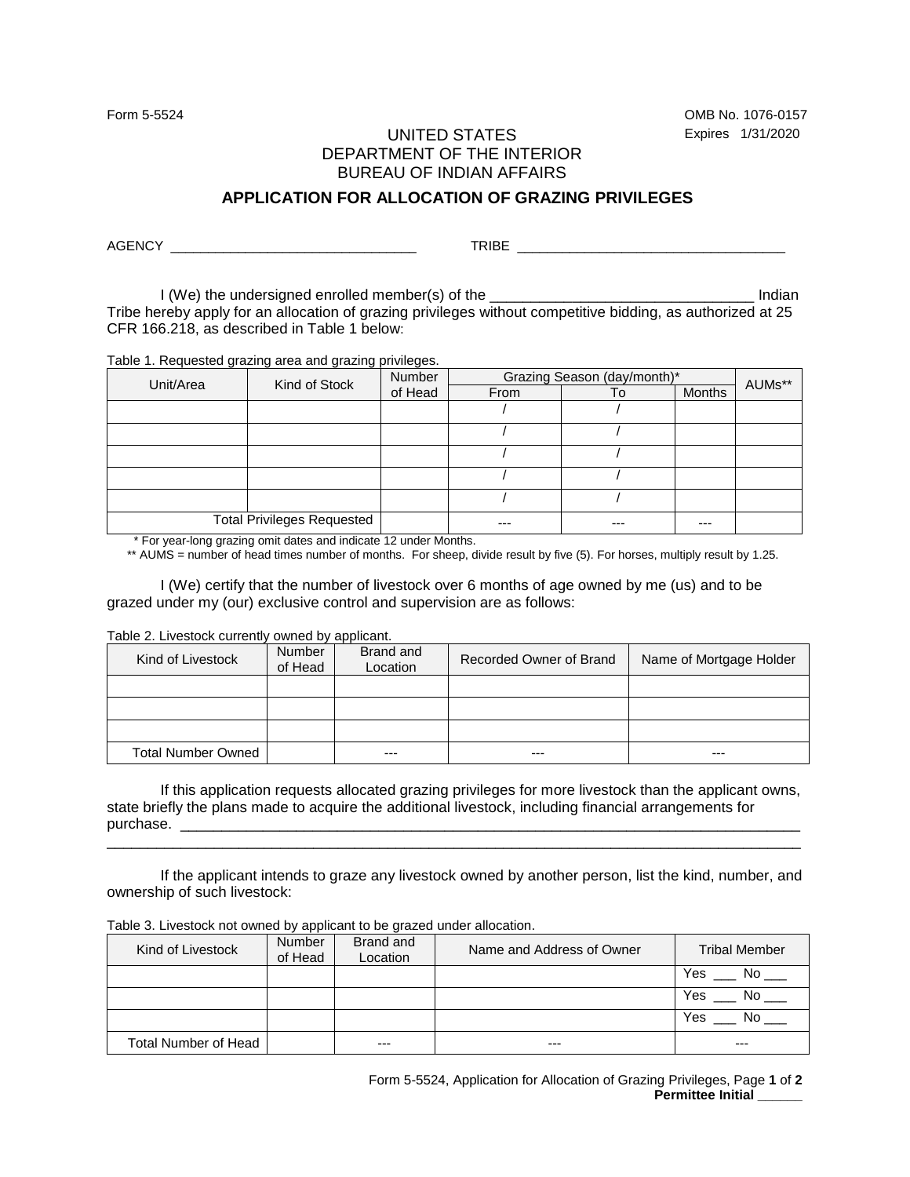Form 5-5524

OMB No. 1076-0157
Expires 1/31/2020

UNITED STATES
DEPARTMENT OF THE INTERIOR
BUREAU OF INDIAN AFFAIRS

## APPLICATION FOR ALLOCATION OF GRAZING PRIVILEGES

AGENCY ______________________________ TRIBE ________________________________

I (We) the undersigned enrolled member(s) of the ______________________________ Indian Tribe hereby apply for an allocation of grazing privileges without competitive bidding, as authorized at 25 CFR 166.218, as described in Table 1 below:

Table 1. Requested grazing area and grazing privileges.

| Unit/Area | Kind of Stock | Number of Head | Grazing Season (day/month)* | | | AUMs** |
|---|---|---|---|---|---|---|
| | | | From | To | Months | |
| | | | / | / | | |
| | | | / | / | | |
| | | | / | / | | |
| | | | / | / | | |
| | | | / | / | | |
| Total Privileges Requested | | | --- | --- | --- | |

\* For year-long grazing omit dates and indicate 12 under Months.

** AUMS = number of head times number of months. For sheep, divide result by five (5). For horses, multiply result by 1.25.

I (We) certify that the number of livestock over 6 months of age owned by me (us) and to be grazed under my (our) exclusive control and supervision are as follows:

Table 2. Livestock currently owned by applicant.

| Kind of Livestock | Number of Head | Brand and Location | Recorded Owner of Brand | Name of Mortgage Holder |
|---|---|---|---|---|
| | | | | |
| | | | | |
| | | | | |
| Total Number Owned | | --- | --- | --- |

If this application requests allocated grazing privileges for more livestock than the applicant owns, state briefly the plans made to acquire the additional livestock, including financial arrangements for purchase. ______________________________________________________________________________
_______________________________________________________________________________________

If the applicant intends to graze any livestock owned by another person, list the kind, number, and ownership of such livestock:

Table 3. Livestock not owned by applicant to be grazed under allocation.

| Kind of Livestock | Number of Head | Brand and Location | Name and Address of Owner | Tribal Member |
|---|---|---|---|---|
| | | | | Yes ___ No ___ |
| | | | | Yes ___ No ___ |
| | | | | Yes ___ No ___ |
| Total Number of Head | | --- | --- | --- |

**Permittee Initial ______**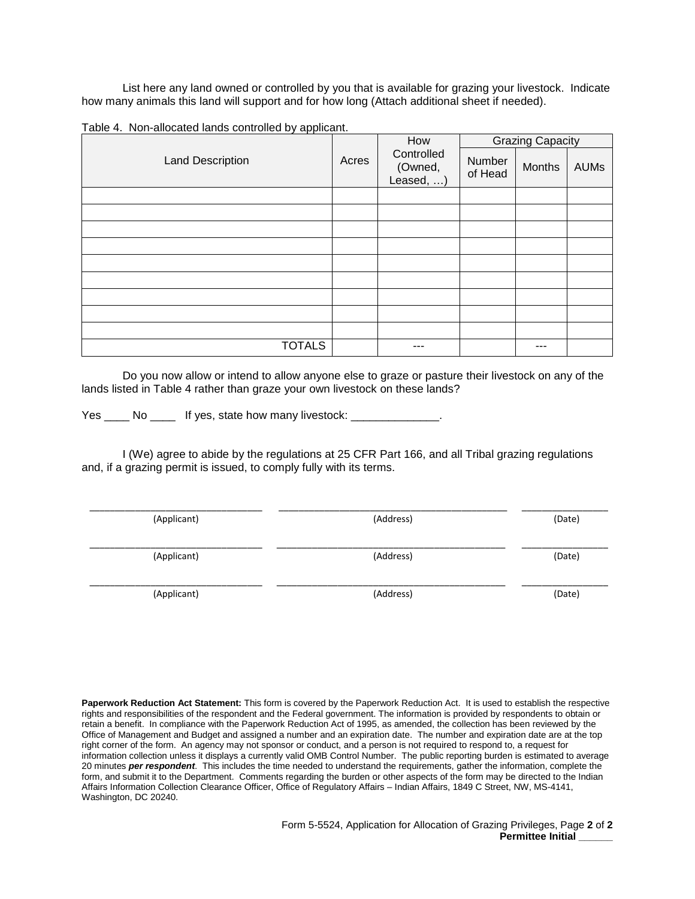List here any land owned or controlled by you that is available for grazing your livestock. Indicate how many animals this land will support and for how long (Attach additional sheet if needed).

Table 4. Non-allocated lands controlled by applicant.

| Land Description | Acres | How Controlled (Owned, Leased, …) | Grazing Capacity | | |
|---|---|---|---|---|---|
| | | | Number of Head | Months | AUMs |
| | | | | | |
| | | | | | |
| | | | | | |
| | | | | | |
| | | | | | |
| | | | | | |
| | | | | | |
| | | | | | |
| | | | | | |
| TOTALS | | --- | | --- | |

Do you now allow or intend to allow anyone else to graze or pasture their livestock on any of the lands listed in Table 4 rather than graze your own livestock on these lands?

Yes ____ No ____ If yes, state how many livestock: ______________.

I (We) agree to abide by the regulations at 25 CFR Part 166, and all Tribal grazing regulations and, if a grazing permit is issued, to comply fully with its terms.

______________________________ ________________________________________ _______________
(Applicant) (Address) (Date)

______________________________ ________________________________________ _______________
(Applicant) (Address) (Date)

______________________________ ________________________________________ _______________
(Applicant) (Address) (Date)

**Paperwork Reduction Act Statement:** This form is covered by the Paperwork Reduction Act. It is used to establish the respective rights and responsibilities of the respondent and the Federal government. The information is provided by respondents to obtain or retain a benefit. In compliance with the Paperwork Reduction Act of 1995, as amended, the collection has been reviewed by the Office of Management and Budget and assigned a number and an expiration date. The number and expiration date are at the top right corner of the form. An agency may not sponsor or conduct, and a person is not required to respond to, a request for information collection unless it displays a currently valid OMB Control Number. The public reporting burden is estimated to average 20 minutes ***per respondent***. This includes the time needed to understand the requirements, gather the information, complete the form, and submit it to the Department. Comments regarding the burden or other aspects of the form may be directed to the Indian Affairs Information Collection Clearance Officer, Office of Regulatory Affairs – Indian Affairs, 1849 C Street, NW, MS-4141, Washington, DC 20240.

**Permittee Initial ______**